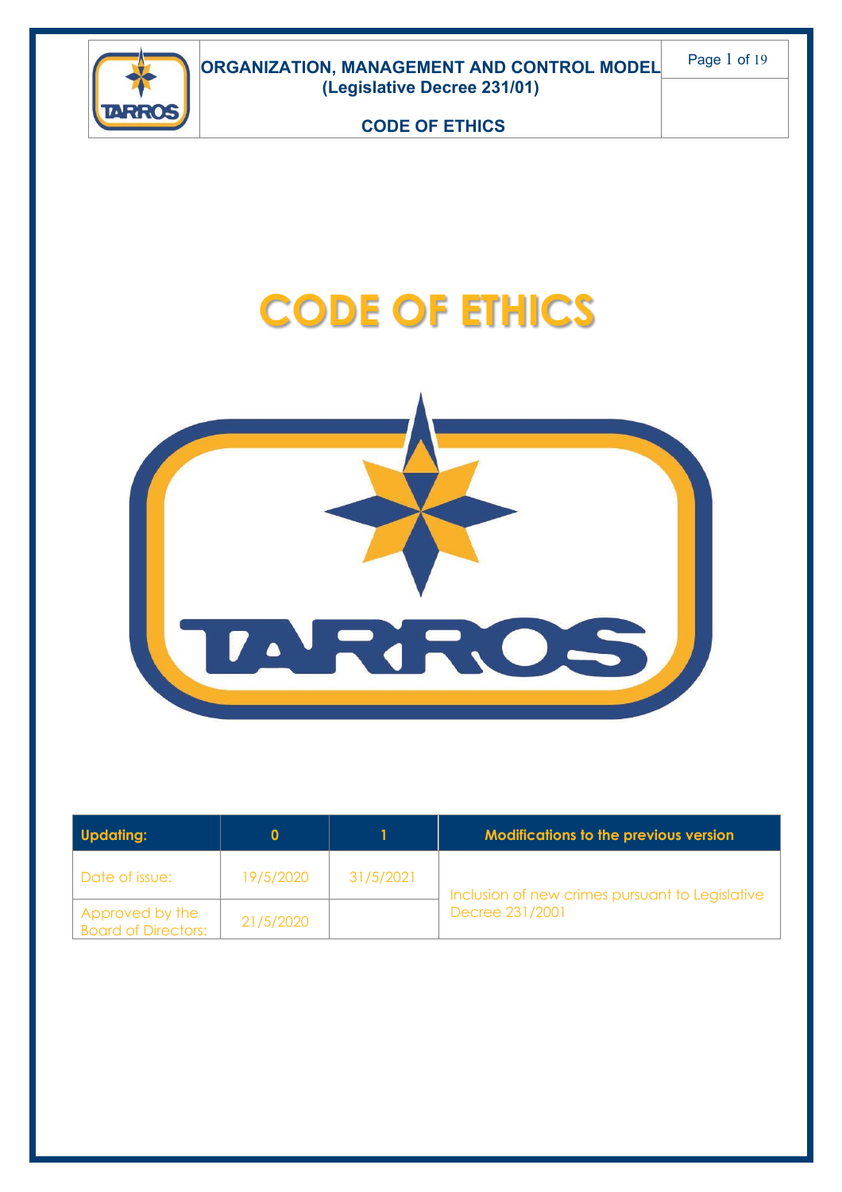# CODE OF ETHICS

| Updating: | 0 | 1 | Modifications to the previous version |
|---|---|---|---|
| Date of issue: | 19/5/2020 | 31/5/2021 | Inclusion of new crimes pursuant to Legislative Decree 231/2001 |
| Approved by the Board of Directors: | 21/5/2020 | | |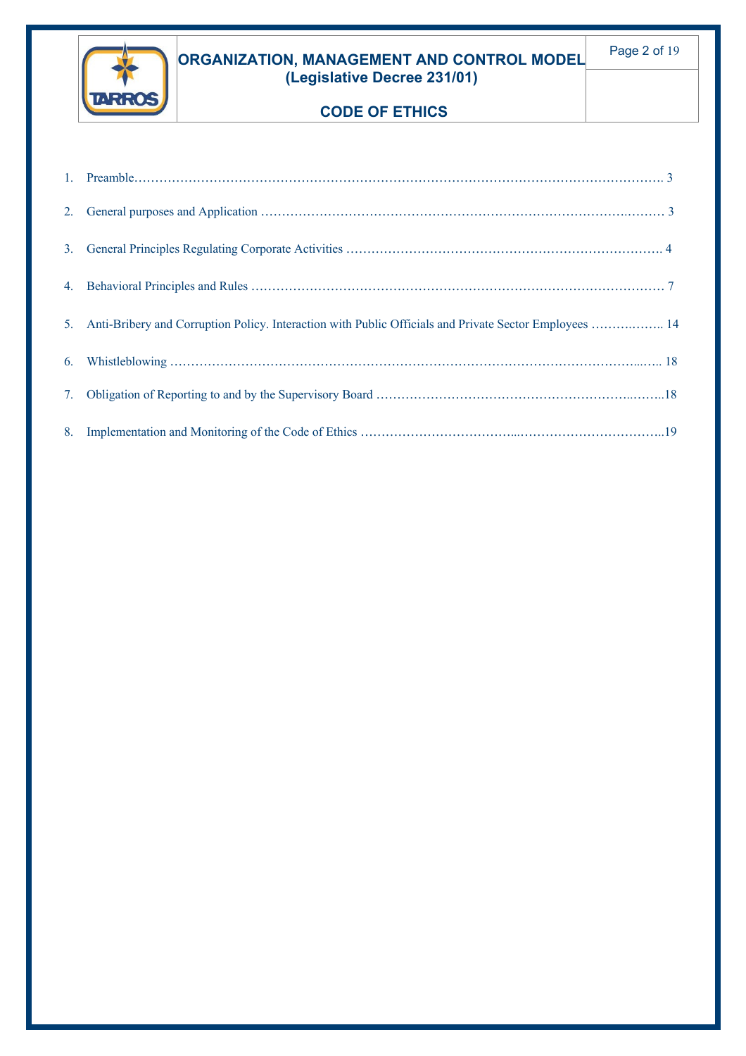1. Preamble……………………………………………………………………………………………………………. 3

2. General purposes and Application ……………………………………………………………………………….……… 3

3. General Principles Regulating Corporate Activities ………………………………………………………………… 4

4. Behavioral Principles and Rules ………………………………………………………………………………………… 7

5. Anti-Bribery and Corruption Policy. Interaction with Public Officials and Private Sector Employees …………..….. 14

6. Whistleblowing ……………………………………………………………………………………………….....….. 18

7. Obligation of Reporting to and by the Supervisory Board ……………………………………………………...……..18

8. Implementation and Monitoring of the Code of Ethics ………………………………...……………………………..19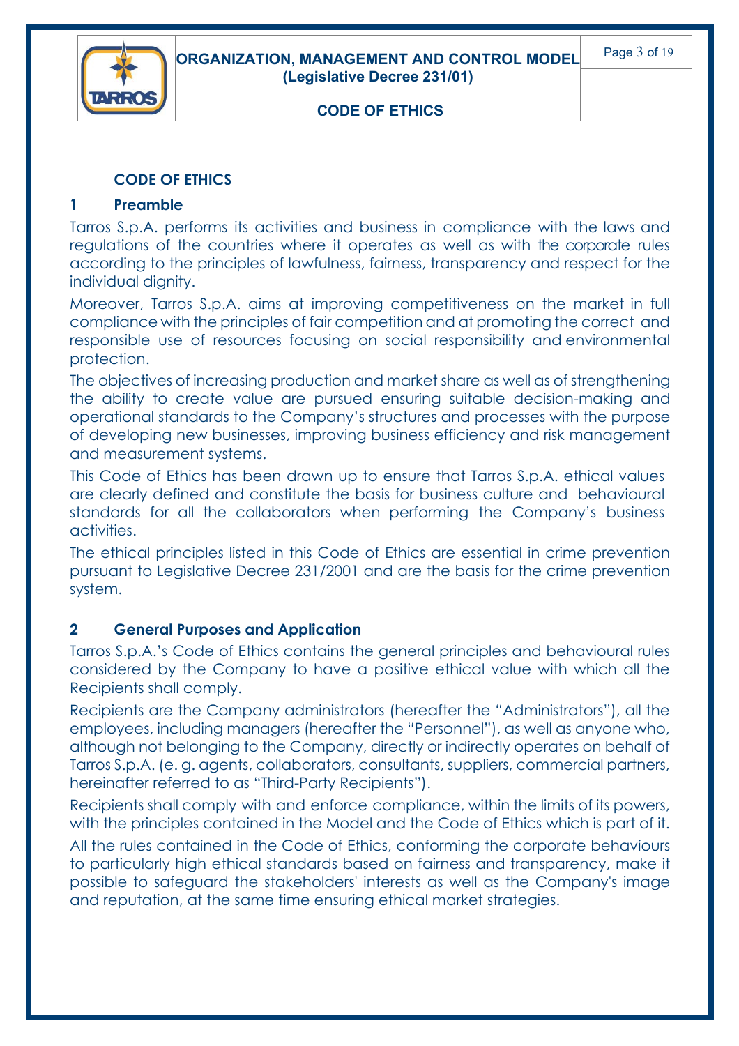# CODE OF ETHICS

## 1 Preamble

Tarros S.p.A. performs its activities and business in compliance with the laws and regulations of the countries where it operates as well as with the corporate rules according to the principles of lawfulness, fairness, transparency and respect for the individual dignity.

Moreover, Tarros S.p.A. aims at improving competitiveness on the market in full compliance with the principles of fair competition and at promoting the correct and responsible use of resources focusing on social responsibility and environmental protection.

The objectives of increasing production and market share as well as of strengthening the ability to create value are pursued ensuring suitable decision-making and operational standards to the Company's structures and processes with the purpose of developing new businesses, improving business efficiency and risk management and measurement systems.

This Code of Ethics has been drawn up to ensure that Tarros S.p.A. ethical values are clearly defined and constitute the basis for business culture and behavioural standards for all the collaborators when performing the Company's business activities.

The ethical principles listed in this Code of Ethics are essential in crime prevention pursuant to Legislative Decree 231/2001 and are the basis for the crime prevention system.

## 2 General Purposes and Application

Tarros S.p.A.'s Code of Ethics contains the general principles and behavioural rules considered by the Company to have a positive ethical value with which all the Recipients shall comply.

Recipients are the Company administrators (hereafter the "Administrators"), all the employees, including managers (hereafter the "Personnel"), as well as anyone who, although not belonging to the Company, directly or indirectly operates on behalf of Tarros S.p.A. (e. g. agents, collaborators, consultants, suppliers, commercial partners, hereinafter referred to as "Third-Party Recipients").

Recipients shall comply with and enforce compliance, within the limits of its powers, with the principles contained in the Model and the Code of Ethics which is part of it.

All the rules contained in the Code of Ethics, conforming the corporate behaviours to particularly high ethical standards based on fairness and transparency, make it possible to safeguard the stakeholders' interests as well as the Company's image and reputation, at the same time ensuring ethical market strategies.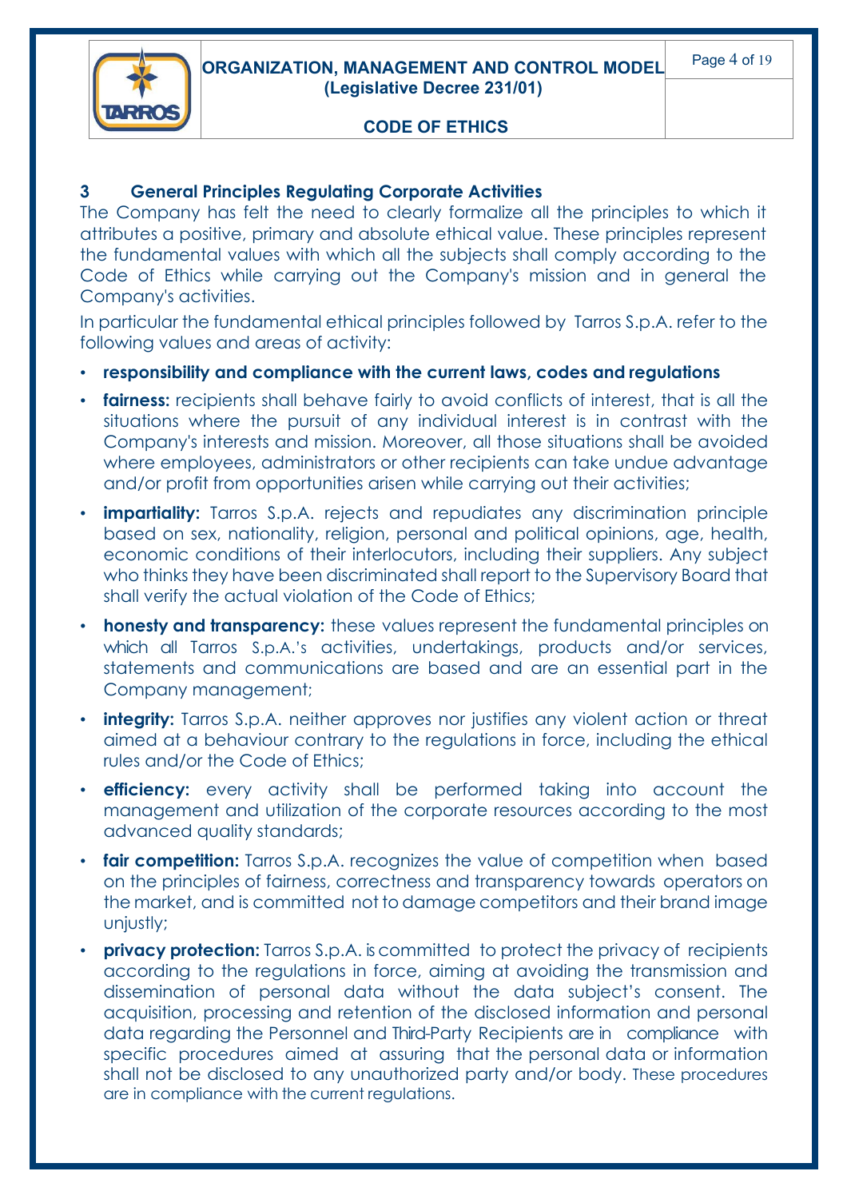## 3 General Principles Regulating Corporate Activities

The Company has felt the need to clearly formalize all the principles to which it attributes a positive, primary and absolute ethical value. These principles represent the fundamental values with which all the subjects shall comply according to the Code of Ethics while carrying out the Company's mission and in general the Company's activities.

In particular the fundamental ethical principles followed by Tarros S.p.A. refer to the following values and areas of activity:

- **responsibility and compliance with the current laws, codes and regulations**
- **fairness:** recipients shall behave fairly to avoid conflicts of interest, that is all the situations where the pursuit of any individual interest is in contrast with the Company's interests and mission. Moreover, all those situations shall be avoided where employees, administrators or other recipients can take undue advantage and/or profit from opportunities arisen while carrying out their activities;
- **impartiality:** Tarros S.p.A. rejects and repudiates any discrimination principle based on sex, nationality, religion, personal and political opinions, age, health, economic conditions of their interlocutors, including their suppliers. Any subject who thinks they have been discriminated shall report to the Supervisory Board that shall verify the actual violation of the Code of Ethics;
- **honesty and transparency:** these values represent the fundamental principles on which all Tarros S.p.A.'s activities, undertakings, products and/or services, statements and communications are based and are an essential part in the Company management;
- **integrity:** Tarros S.p.A. neither approves nor justifies any violent action or threat aimed at a behaviour contrary to the regulations in force, including the ethical rules and/or the Code of Ethics;
- **efficiency:** every activity shall be performed taking into account the management and utilization of the corporate resources according to the most advanced quality standards;
- **fair competition:** Tarros S.p.A. recognizes the value of competition when based on the principles of fairness, correctness and transparency towards operators on the market, and is committed not to damage competitors and their brand image unjustly;
- **privacy protection:** Tarros S.p.A. is committed to protect the privacy of recipients according to the regulations in force, aiming at avoiding the transmission and dissemination of personal data without the data subject's consent. The acquisition, processing and retention of the disclosed information and personal data regarding the Personnel and Third-Party Recipients are in compliance with specific procedures aimed at assuring that the personal data or information shall not be disclosed to any unauthorized party and/or body. These procedures are in compliance with the current regulations.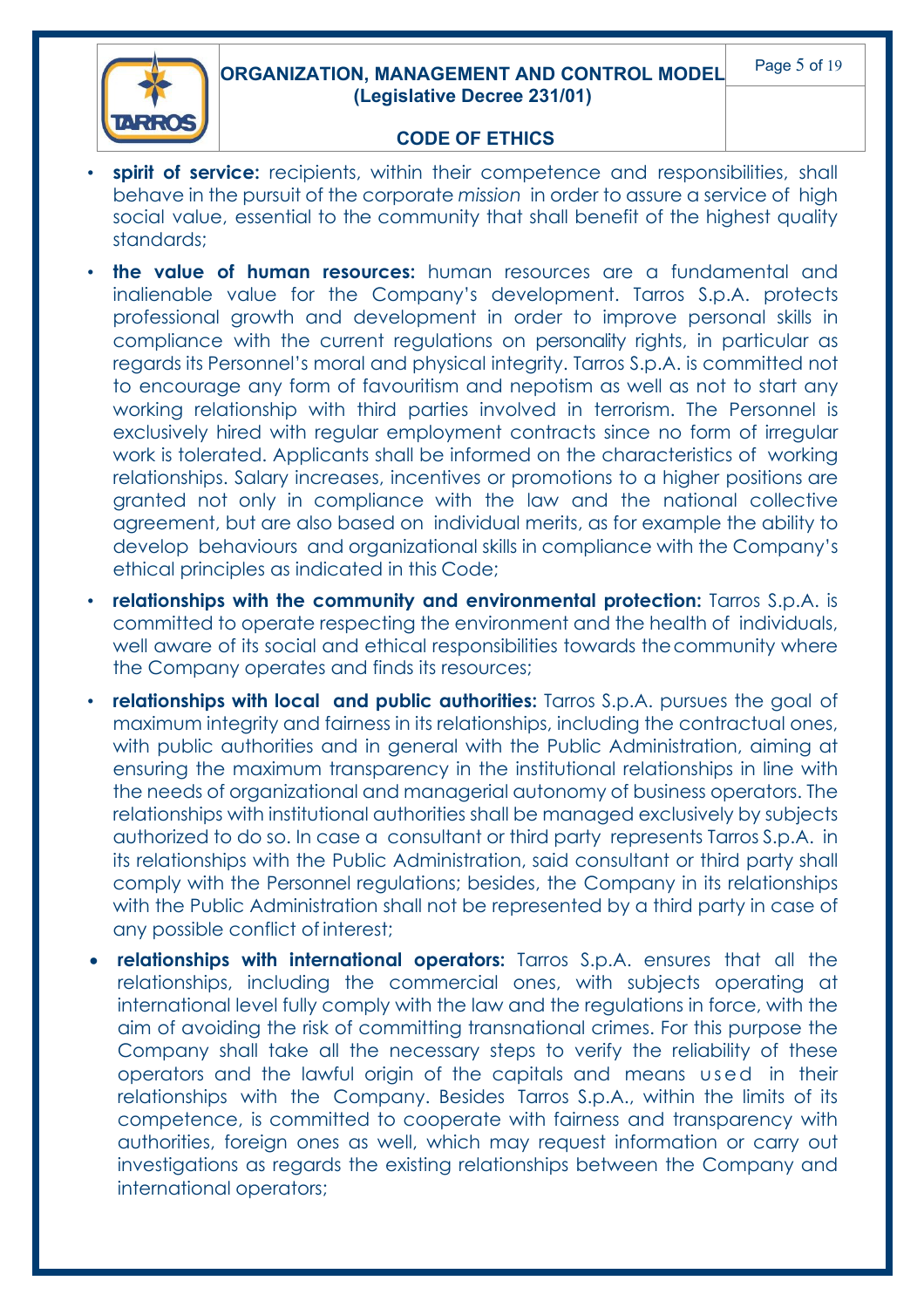- **spirit of service:** recipients, within their competence and responsibilities, shall behave in the pursuit of the corporate *mission* in order to assure a service of high social value, essential to the community that shall benefit of the highest quality standards;
- **the value of human resources:** human resources are a fundamental and inalienable value for the Company's development. Tarros S.p.A. protects professional growth and development in order to improve personal skills in compliance with the current regulations on personality rights, in particular as regards its Personnel's moral and physical integrity. Tarros S.p.A. is committed not to encourage any form of favouritism and nepotism as well as not to start any working relationship with third parties involved in terrorism. The Personnel is exclusively hired with regular employment contracts since no form of irregular work is tolerated. Applicants shall be informed on the characteristics of working relationships. Salary increases, incentives or promotions to a higher positions are granted not only in compliance with the law and the national collective agreement, but are also based on individual merits, as for example the ability to develop behaviours and organizational skills in compliance with the Company's ethical principles as indicated in this Code;
- **relationships with the community and environmental protection:** Tarros S.p.A. is committed to operate respecting the environment and the health of individuals, well aware of its social and ethical responsibilities towards the community where the Company operates and finds its resources;
- **relationships with local and public authorities:** Tarros S.p.A. pursues the goal of maximum integrity and fairness in its relationships, including the contractual ones, with public authorities and in general with the Public Administration, aiming at ensuring the maximum transparency in the institutional relationships in line with the needs of organizational and managerial autonomy of business operators. The relationships with institutional authorities shall be managed exclusively by subjects authorized to do so. In case a consultant or third party represents Tarros S.p.A. in its relationships with the Public Administration, said consultant or third party shall comply with the Personnel regulations; besides, the Company in its relationships with the Public Administration shall not be represented by a third party in case of any possible conflict of interest;
- **relationships with international operators:** Tarros S.p.A. ensures that all the relationships, including the commercial ones, with subjects operating at international level fully comply with the law and the regulations in force, with the aim of avoiding the risk of committing transnational crimes. For this purpose the Company shall take all the necessary steps to verify the reliability of these operators and the lawful origin of the capitals and means used in their relationships with the Company. Besides Tarros S.p.A., within the limits of its competence, is committed to cooperate with fairness and transparency with authorities, foreign ones as well, which may request information or carry out investigations as regards the existing relationships between the Company and international operators;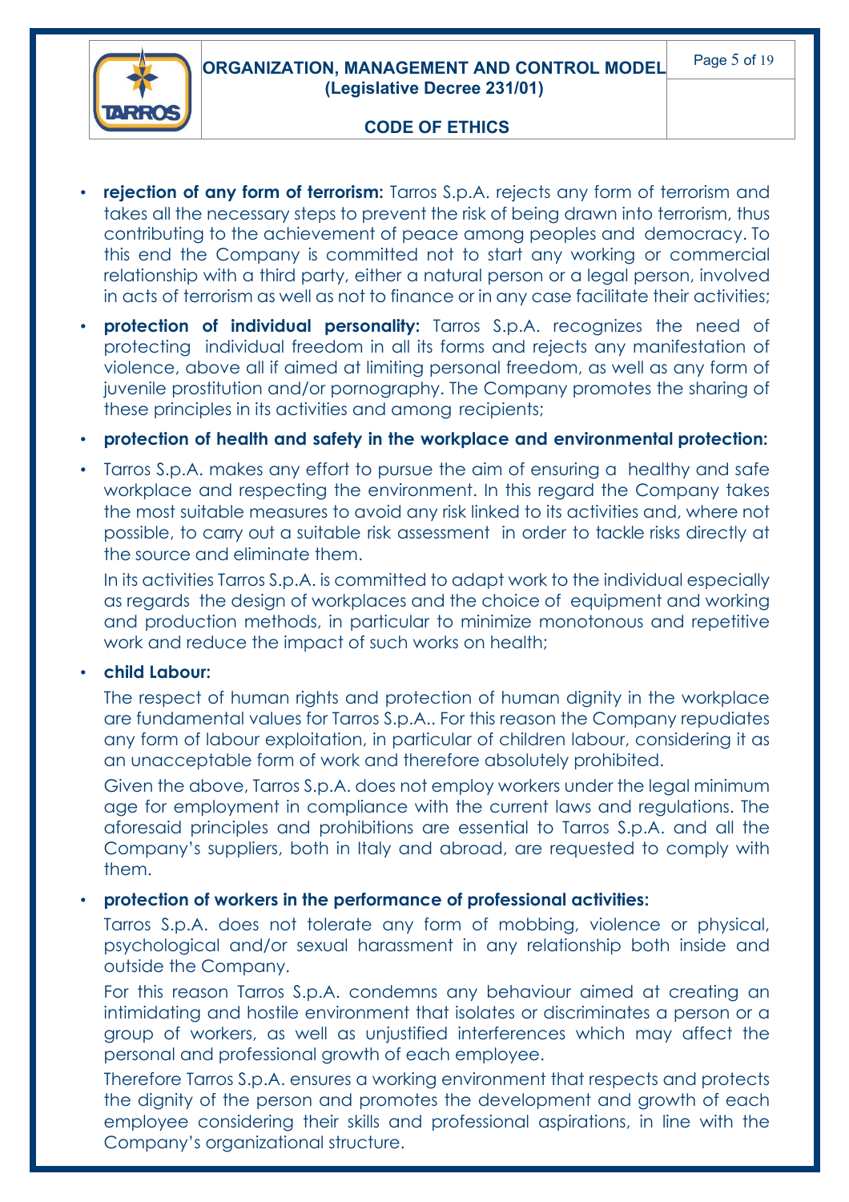- **rejection of any form of terrorism:** Tarros S.p.A. rejects any form of terrorism and takes all the necessary steps to prevent the risk of being drawn into terrorism, thus contributing to the achievement of peace among peoples and democracy. To this end the Company is committed not to start any working or commercial relationship with a third party, either a natural person or a legal person, involved in acts of terrorism as well as not to finance or in any case facilitate their activities;
- **protection of individual personality:** Tarros S.p.A. recognizes the need of protecting individual freedom in all its forms and rejects any manifestation of violence, above all if aimed at limiting personal freedom, as well as any form of juvenile prostitution and/or pornography. The Company promotes the sharing of these principles in its activities and among recipients;
- **protection of health and safety in the workplace and environmental protection:**
- Tarros S.p.A. makes any effort to pursue the aim of ensuring a healthy and safe workplace and respecting the environment. In this regard the Company takes the most suitable measures to avoid any risk linked to its activities and, where not possible, to carry out a suitable risk assessment in order to tackle risks directly at the source and eliminate them.

  In its activities Tarros S.p.A. is committed to adapt work to the individual especially as regards the design of workplaces and the choice of equipment and working and production methods, in particular to minimize monotonous and repetitive work and reduce the impact of such works on health;
- **child Labour:**

  The respect of human rights and protection of human dignity in the workplace are fundamental values for Tarros S.p.A.. For this reason the Company repudiates any form of labour exploitation, in particular of children labour, considering it as an unacceptable form of work and therefore absolutely prohibited.

  Given the above, Tarros S.p.A. does not employ workers under the legal minimum age for employment in compliance with the current laws and regulations. The aforesaid principles and prohibitions are essential to Tarros S.p.A. and all the Company's suppliers, both in Italy and abroad, are requested to comply with them.
- **protection of workers in the performance of professional activities:**

  Tarros S.p.A. does not tolerate any form of mobbing, violence or physical, psychological and/or sexual harassment in any relationship both inside and outside the Company.

  For this reason Tarros S.p.A. condemns any behaviour aimed at creating an intimidating and hostile environment that isolates or discriminates a person or a group of workers, as well as unjustified interferences which may affect the personal and professional growth of each employee.

  Therefore Tarros S.p.A. ensures a working environment that respects and protects the dignity of the person and promotes the development and growth of each employee considering their skills and professional aspirations, in line with the Company's organizational structure.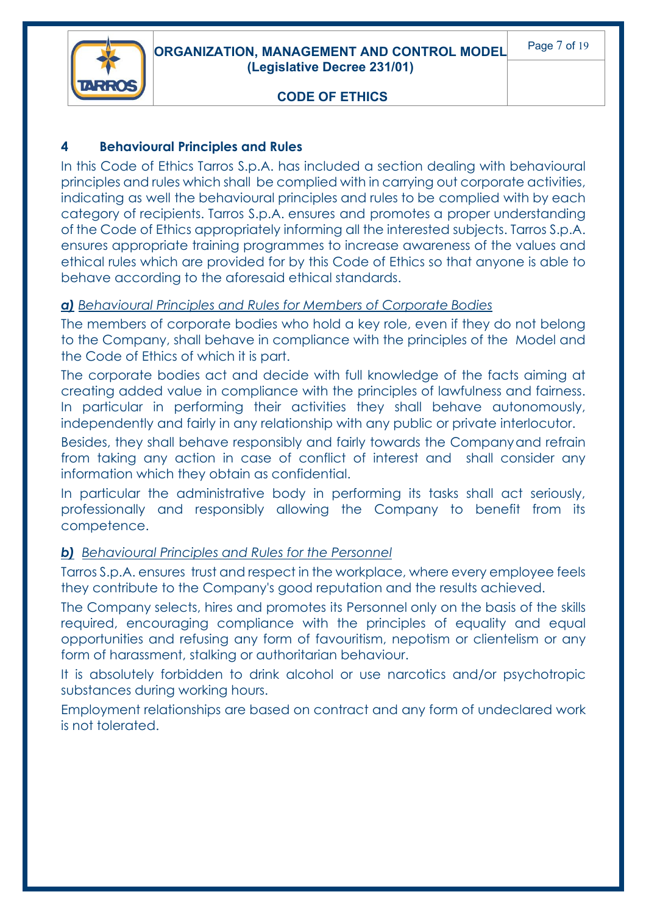## 4 Behavioural Principles and Rules

In this Code of Ethics Tarros S.p.A. has included a section dealing with behavioural principles and rules which shall be complied with in carrying out corporate activities, indicating as well the behavioural principles and rules to be complied with by each category of recipients. Tarros S.p.A. ensures and promotes a proper understanding of the Code of Ethics appropriately informing all the interested subjects. Tarros S.p.A. ensures appropriate training programmes to increase awareness of the values and ethical rules which are provided for by this Code of Ethics so that anyone is able to behave according to the aforesaid ethical standards.

### ***a)*** *Behavioural Principles and Rules for Members of Corporate Bodies*

The members of corporate bodies who hold a key role, even if they do not belong to the Company, shall behave in compliance with the principles of the Model and the Code of Ethics of which it is part.

The corporate bodies act and decide with full knowledge of the facts aiming at creating added value in compliance with the principles of lawfulness and fairness. In particular in performing their activities they shall behave autonomously, independently and fairly in any relationship with any public or private interlocutor.

Besides, they shall behave responsibly and fairly towards the Company and refrain from taking any action in case of conflict of interest and shall consider any information which they obtain as confidential.

In particular the administrative body in performing its tasks shall act seriously, professionally and responsibly allowing the Company to benefit from its competence.

### ***b)*** *Behavioural Principles and Rules for the Personnel*

Tarros S.p.A. ensures trust and respect in the workplace, where every employee feels they contribute to the Company's good reputation and the results achieved.

The Company selects, hires and promotes its Personnel only on the basis of the skills required, encouraging compliance with the principles of equality and equal opportunities and refusing any form of favouritism, nepotism or clientelism or any form of harassment, stalking or authoritarian behaviour.

It is absolutely forbidden to drink alcohol or use narcotics and/or psychotropic substances during working hours.

Employment relationships are based on contract and any form of undeclared work is not tolerated.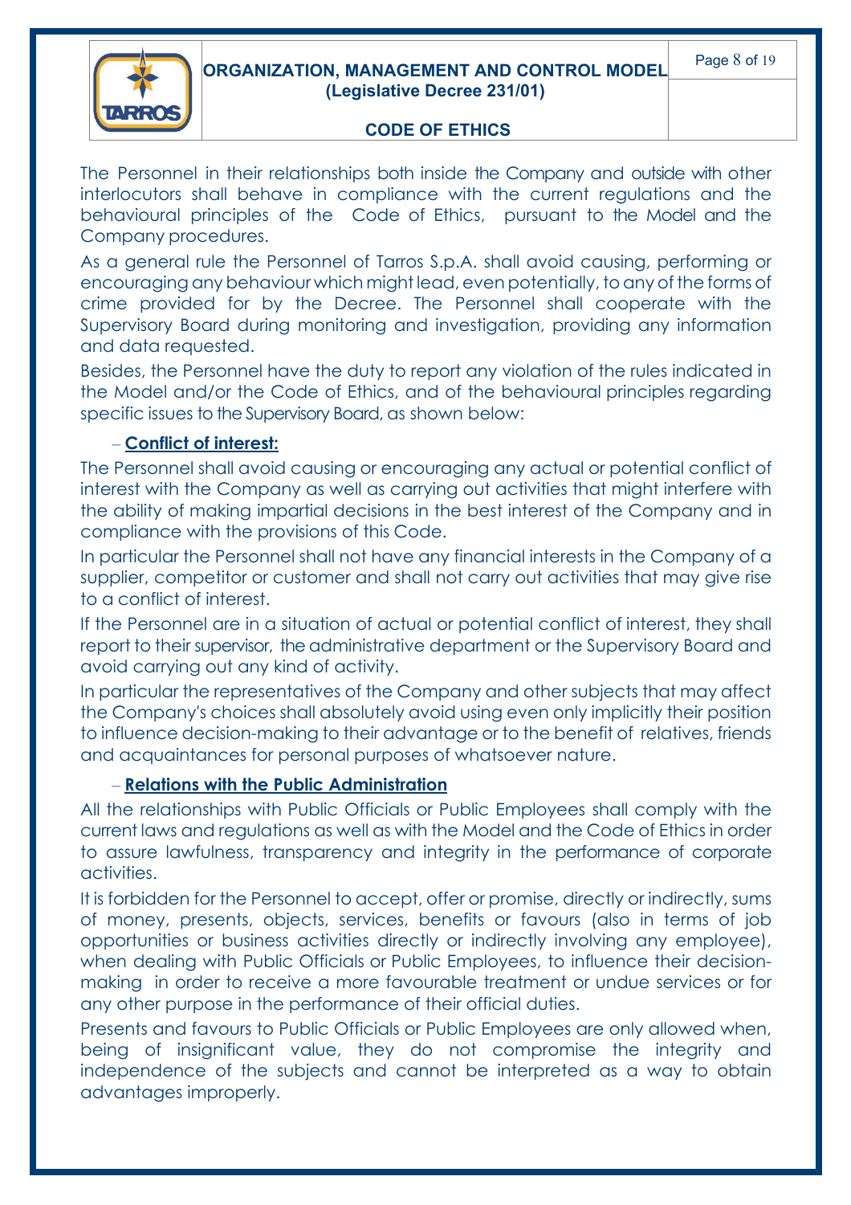The Personnel in their relationships both inside the Company and outside with other interlocutors shall behave in compliance with the current regulations and the behavioural principles of the Code of Ethics, pursuant to the Model and the Company procedures.

As a general rule the Personnel of Tarros S.p.A. shall avoid causing, performing or encouraging any behaviour which might lead, even potentially, to any of the forms of crime provided for by the Decree. The Personnel shall cooperate with the Supervisory Board during monitoring and investigation, providing any information and data requested.

Besides, the Personnel have the duty to report any violation of the rules indicated in the Model and/or the Code of Ethics, and of the behavioural principles regarding specific issues to the Supervisory Board, as shown below:

– **Conflict of interest:**

The Personnel shall avoid causing or encouraging any actual or potential conflict of interest with the Company as well as carrying out activities that might interfere with the ability of making impartial decisions in the best interest of the Company and in compliance with the provisions of this Code.

In particular the Personnel shall not have any financial interests in the Company of a supplier, competitor or customer and shall not carry out activities that may give rise to a conflict of interest.

If the Personnel are in a situation of actual or potential conflict of interest, they shall report to their supervisor, the administrative department or the Supervisory Board and avoid carrying out any kind of activity.

In particular the representatives of the Company and other subjects that may affect the Company's choices shall absolutely avoid using even only implicitly their position to influence decision-making to their advantage or to the benefit of relatives, friends and acquaintances for personal purposes of whatsoever nature.

– **Relations with the Public Administration**

All the relationships with Public Officials or Public Employees shall comply with the current laws and regulations as well as with the Model and the Code of Ethics in order to assure lawfulness, transparency and integrity in the performance of corporate activities.

It is forbidden for the Personnel to accept, offer or promise, directly or indirectly, sums of money, presents, objects, services, benefits or favours (also in terms of job opportunities or business activities directly or indirectly involving any employee), when dealing with Public Officials or Public Employees, to influence their decision-making in order to receive a more favourable treatment or undue services or for any other purpose in the performance of their official duties.

Presents and favours to Public Officials or Public Employees are only allowed when, being of insignificant value, they do not compromise the integrity and independence of the subjects and cannot be interpreted as a way to obtain advantages improperly.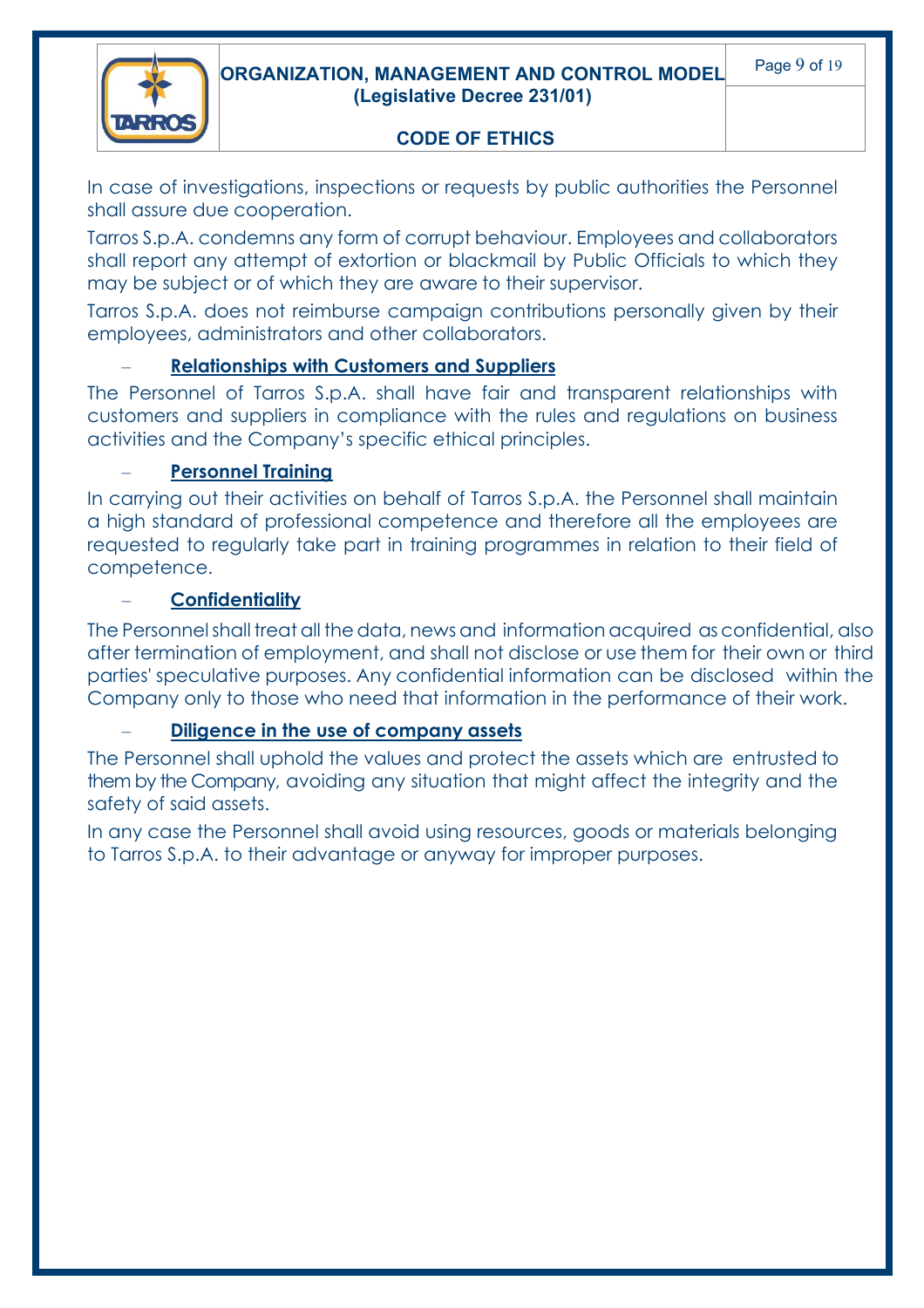In case of investigations, inspections or requests by public authorities the Personnel shall assure due cooperation.

Tarros S.p.A. condemns any form of corrupt behaviour. Employees and collaborators shall report any attempt of extortion or blackmail by Public Officials to which they may be subject or of which they are aware to their supervisor.

Tarros S.p.A. does not reimburse campaign contributions personally given by their employees, administrators and other collaborators.

- **Relationships with Customers and Suppliers**

The Personnel of Tarros S.p.A. shall have fair and transparent relationships with customers and suppliers in compliance with the rules and regulations on business activities and the Company's specific ethical principles.

- **Personnel Training**

In carrying out their activities on behalf of Tarros S.p.A. the Personnel shall maintain a high standard of professional competence and therefore all the employees are requested to regularly take part in training programmes in relation to their field of competence.

- **Confidentiality**

The Personnel shall treat all the data, news and information acquired as confidential, also after termination of employment, and shall not disclose or use them for their own or third parties' speculative purposes. Any confidential information can be disclosed within the Company only to those who need that information in the performance of their work.

- **Diligence in the use of company assets**

The Personnel shall uphold the values and protect the assets which are entrusted to them by the Company, avoiding any situation that might affect the integrity and the safety of said assets.

In any case the Personnel shall avoid using resources, goods or materials belonging to Tarros S.p.A. to their advantage or anyway for improper purposes.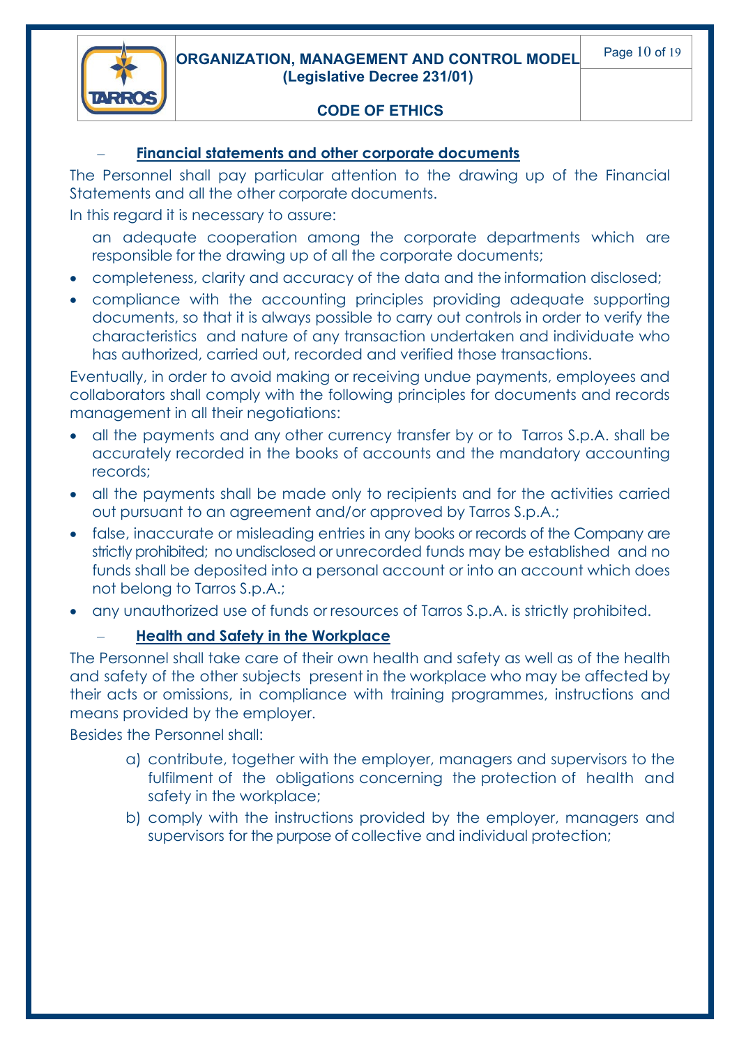- **Financial statements and other corporate documents**

The Personnel shall pay particular attention to the drawing up of the Financial Statements and all the other corporate documents.

In this regard it is necessary to assure:

- an adequate cooperation among the corporate departments which are responsible for the drawing up of all the corporate documents;
- completeness, clarity and accuracy of the data and the information disclosed;
- compliance with the accounting principles providing adequate supporting documents, so that it is always possible to carry out controls in order to verify the characteristics and nature of any transaction undertaken and individuate who has authorized, carried out, recorded and verified those transactions.

Eventually, in order to avoid making or receiving undue payments, employees and collaborators shall comply with the following principles for documents and records management in all their negotiations:

- all the payments and any other currency transfer by or to Tarros S.p.A. shall be accurately recorded in the books of accounts and the mandatory accounting records;
- all the payments shall be made only to recipients and for the activities carried out pursuant to an agreement and/or approved by Tarros S.p.A.;
- false, inaccurate or misleading entries in any books or records of the Company are strictly prohibited; no undisclosed or unrecorded funds may be established and no funds shall be deposited into a personal account or into an account which does not belong to Tarros S.p.A.;
- any unauthorized use of funds or resources of Tarros S.p.A. is strictly prohibited.

- **Health and Safety in the Workplace**

The Personnel shall take care of their own health and safety as well as of the health and safety of the other subjects present in the workplace who may be affected by their acts or omissions, in compliance with training programmes, instructions and means provided by the employer.

Besides the Personnel shall:

a) contribute, together with the employer, managers and supervisors to the fulfilment of the obligations concerning the protection of health and safety in the workplace;

b) comply with the instructions provided by the employer, managers and supervisors for the purpose of collective and individual protection;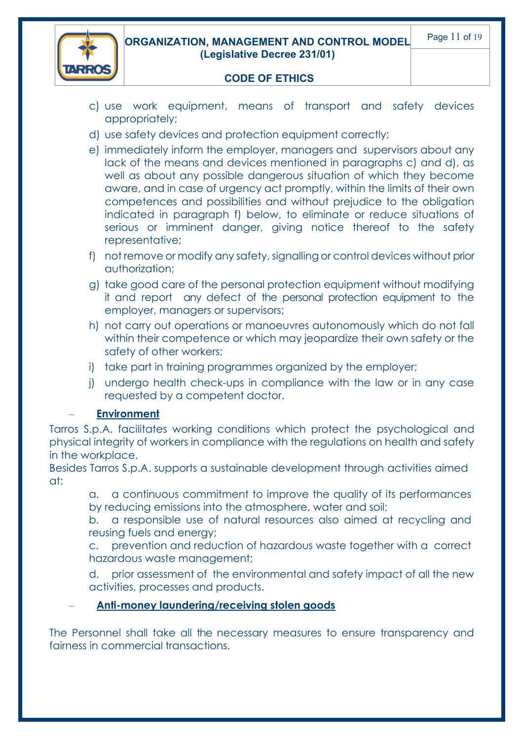c) use work equipment, means of transport and safety devices appropriately;

d) use safety devices and protection equipment correctly;

e) immediately inform the employer, managers and supervisors about any lack of the means and devices mentioned in paragraphs c) and d), as well as about any possible dangerous situation of which they become aware, and in case of urgency act promptly, within the limits of their own competences and possibilities and without prejudice to the obligation indicated in paragraph f) below, to eliminate or reduce situations of serious or imminent danger, giving notice thereof to the safety representative;

f) not remove or modify any safety, signalling or control devices without prior authorization;

g) take good care of the personal protection equipment without modifying it and report any defect of the personal protection equipment to the employer, managers or supervisors;

h) not carry out operations or manoeuvres autonomously which do not fall within their competence or which may jeopardize their own safety or the safety of other workers;

i) take part in training programmes organized by the employer;

j) undergo health check-ups in compliance with the law or in any case requested by a competent doctor.

– **Environment**

Tarros S.p.A. facilitates working conditions which protect the psychological and physical integrity of workers in compliance with the regulations on health and safety in the workplace.

Besides Tarros S.p.A. supports a sustainable development through activities aimed at:

a. a continuous commitment to improve the quality of its performances by reducing emissions into the atmosphere, water and soil;

b. a responsible use of natural resources also aimed at recycling and reusing fuels and energy;

c. prevention and reduction of hazardous waste together with a correct hazardous waste management;

d. prior assessment of the environmental and safety impact of all the new activities, processes and products.

– **Anti-money laundering/receiving stolen goods**

The Personnel shall take all the necessary measures to ensure transparency and fairness in commercial transactions.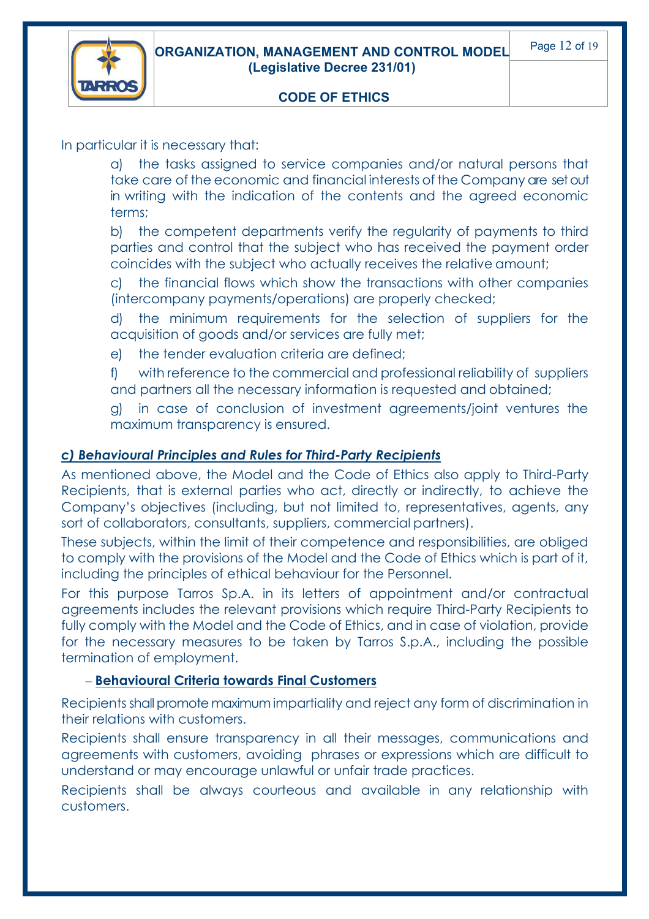In particular it is necessary that:

a) the tasks assigned to service companies and/or natural persons that take care of the economic and financial interests of the Company are set out in writing with the indication of the contents and the agreed economic terms;

b) the competent departments verify the regularity of payments to third parties and control that the subject who has received the payment order coincides with the subject who actually receives the relative amount;

c) the financial flows which show the transactions with other companies (intercompany payments/operations) are properly checked;

d) the minimum requirements for the selection of suppliers for the acquisition of goods and/or services are fully met;

e) the tender evaluation criteria are defined;

f) with reference to the commercial and professional reliability of suppliers and partners all the necessary information is requested and obtained;

g) in case of conclusion of investment agreements/joint ventures the maximum transparency is ensured.

### ***c) Behavioural Principles and Rules for Third-Party Recipients***

As mentioned above, the Model and the Code of Ethics also apply to Third-Party Recipients, that is external parties who act, directly or indirectly, to achieve the Company's objectives (including, but not limited to, representatives, agents, any sort of collaborators, consultants, suppliers, commercial partners).

These subjects, within the limit of their competence and responsibilities, are obliged to comply with the provisions of the Model and the Code of Ethics which is part of it, including the principles of ethical behaviour for the Personnel.

For this purpose Tarros Sp.A. in its letters of appointment and/or contractual agreements includes the relevant provisions which require Third-Party Recipients to fully comply with the Model and the Code of Ethics, and in case of violation, provide for the necessary measures to be taken by Tarros S.p.A., including the possible termination of employment.

#### – **Behavioural Criteria towards Final Customers**

Recipients shall promote maximum impartiality and reject any form of discrimination in their relations with customers.

Recipients shall ensure transparency in all their messages, communications and agreements with customers, avoiding phrases or expressions which are difficult to understand or may encourage unlawful or unfair trade practices.

Recipients shall be always courteous and available in any relationship with customers.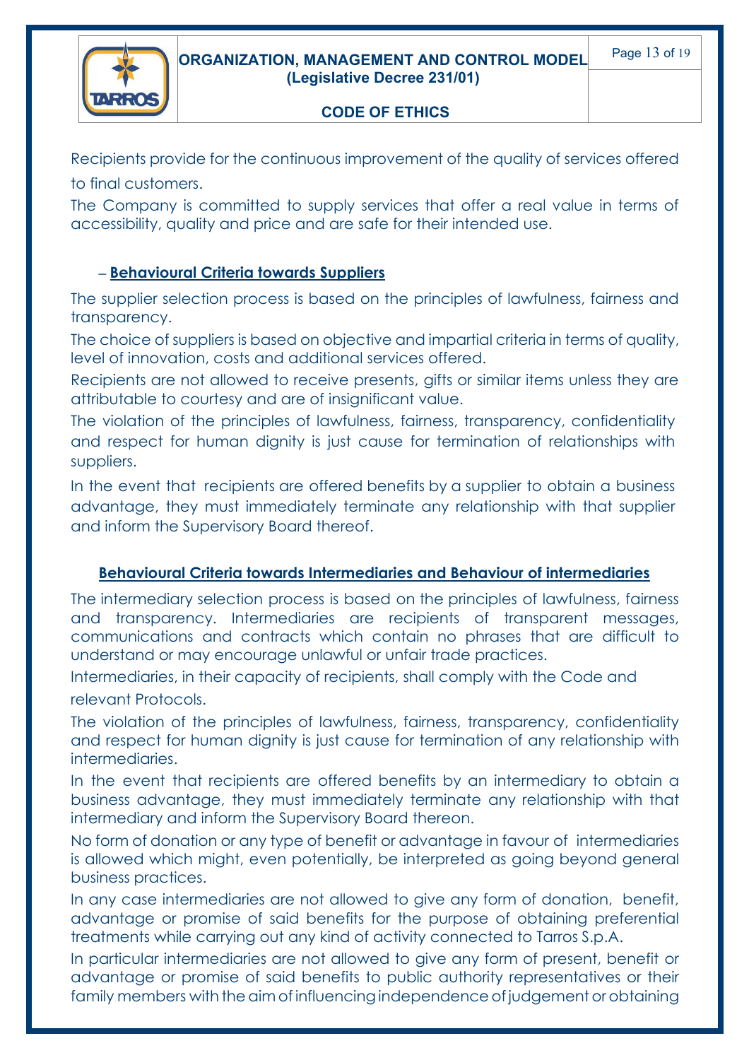Recipients provide for the continuous improvement of the quality of services offered to final customers.

The Company is committed to supply services that offer a real value in terms of accessibility, quality and price and are safe for their intended use.

– **Behavioural Criteria towards Suppliers**

The supplier selection process is based on the principles of lawfulness, fairness and transparency.

The choice of suppliers is based on objective and impartial criteria in terms of quality, level of innovation, costs and additional services offered.

Recipients are not allowed to receive presents, gifts or similar items unless they are attributable to courtesy and are of insignificant value.

The violation of the principles of lawfulness, fairness, transparency, confidentiality and respect for human dignity is just cause for termination of relationships with suppliers.

In the event that recipients are offered benefits by a supplier to obtain a business advantage, they must immediately terminate any relationship with that supplier and inform the Supervisory Board thereof.

**Behavioural Criteria towards Intermediaries and Behaviour of intermediaries**

The intermediary selection process is based on the principles of lawfulness, fairness and transparency. Intermediaries are recipients of transparent messages, communications and contracts which contain no phrases that are difficult to understand or may encourage unlawful or unfair trade practices.

Intermediaries, in their capacity of recipients, shall comply with the Code and relevant Protocols.

The violation of the principles of lawfulness, fairness, transparency, confidentiality and respect for human dignity is just cause for termination of any relationship with intermediaries.

In the event that recipients are offered benefits by an intermediary to obtain a business advantage, they must immediately terminate any relationship with that intermediary and inform the Supervisory Board thereon.

No form of donation or any type of benefit or advantage in favour of intermediaries is allowed which might, even potentially, be interpreted as going beyond general business practices.

In any case intermediaries are not allowed to give any form of donation, benefit, advantage or promise of said benefits for the purpose of obtaining preferential treatments while carrying out any kind of activity connected to Tarros S.p.A.

In particular intermediaries are not allowed to give any form of present, benefit or advantage or promise of said benefits to public authority representatives or their family members with the aim of influencing independence of judgement or obtaining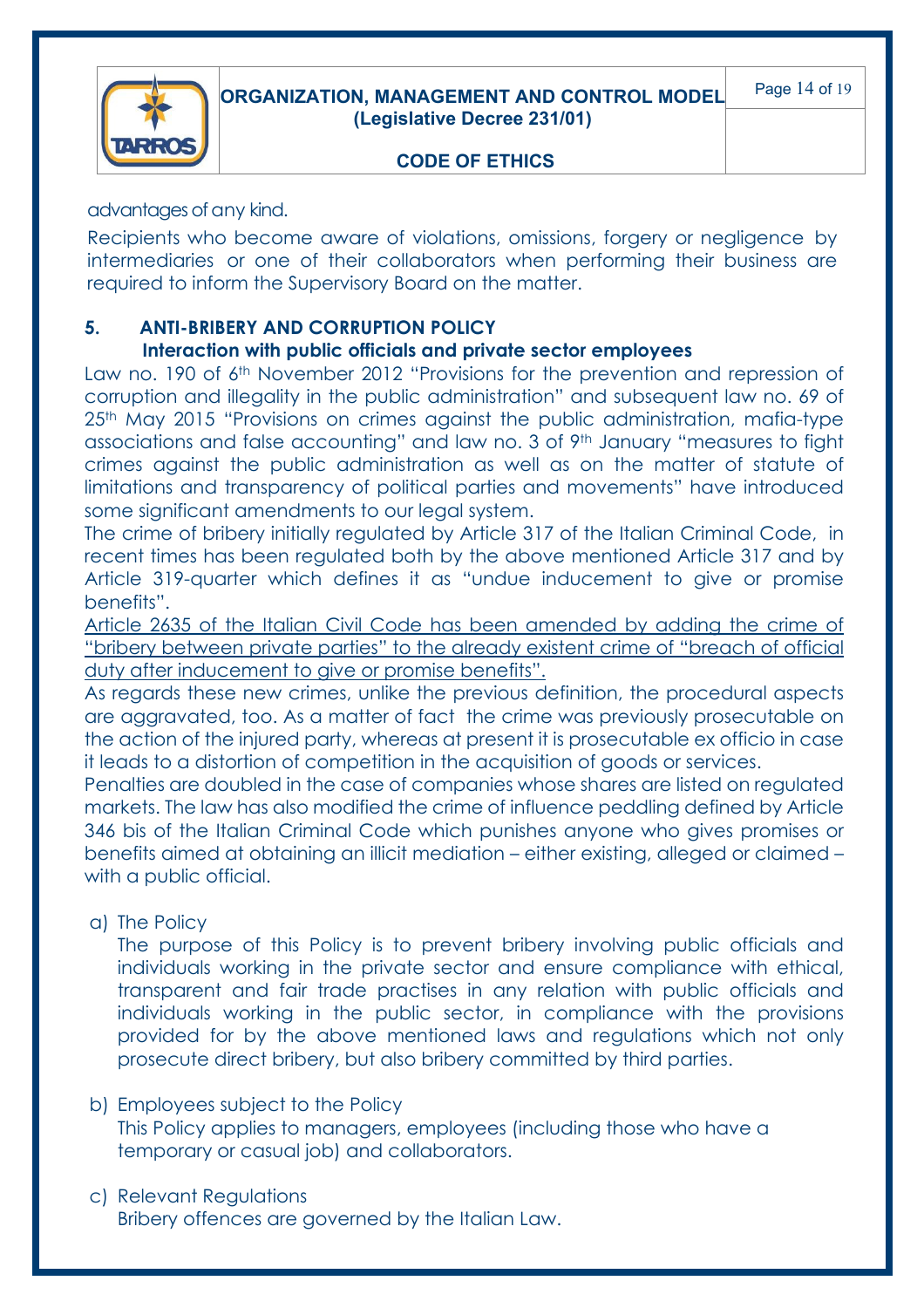advantages of any kind.

Recipients who become aware of violations, omissions, forgery or negligence by intermediaries or one of their collaborators when performing their business are required to inform the Supervisory Board on the matter.

## 5. ANTI-BRIBERY AND CORRUPTION POLICY

### Interaction with public officials and private sector employees

Law no. 190 of 6th November 2012 "Provisions for the prevention and repression of corruption and illegality in the public administration" and subsequent law no. 69 of 25th May 2015 "Provisions on crimes against the public administration, mafia-type associations and false accounting" and law no. 3 of 9th January "measures to fight crimes against the public administration as well as on the matter of statute of limitations and transparency of political parties and movements" have introduced some significant amendments to our legal system.

The crime of bribery initially regulated by Article 317 of the Italian Criminal Code, in recent times has been regulated both by the above mentioned Article 317 and by Article 319-quarter which defines it as "undue inducement to give or promise benefits".

<u>Article 2635 of the Italian Civil Code has been amended by adding the crime of "bribery between private parties" to the already existent crime of "breach of official duty after inducement to give or promise benefits".</u>

As regards these new crimes, unlike the previous definition, the procedural aspects are aggravated, too. As a matter of fact the crime was previously prosecutable on the action of the injured party, whereas at present it is prosecutable ex officio in case it leads to a distortion of competition in the acquisition of goods or services.

Penalties are doubled in the case of companies whose shares are listed on regulated markets. The law has also modified the crime of influence peddling defined by Article 346 bis of the Italian Criminal Code which punishes anyone who gives promises or benefits aimed at obtaining an illicit mediation – either existing, alleged or claimed – with a public official.

a) The Policy

   The purpose of this Policy is to prevent bribery involving public officials and individuals working in the private sector and ensure compliance with ethical, transparent and fair trade practises in any relation with public officials and individuals working in the public sector, in compliance with the provisions provided for by the above mentioned laws and regulations which not only prosecute direct bribery, but also bribery committed by third parties.

b) Employees subject to the Policy

   This Policy applies to managers, employees (including those who have a temporary or casual job) and collaborators.

c) Relevant Regulations

   Bribery offences are governed by the Italian Law.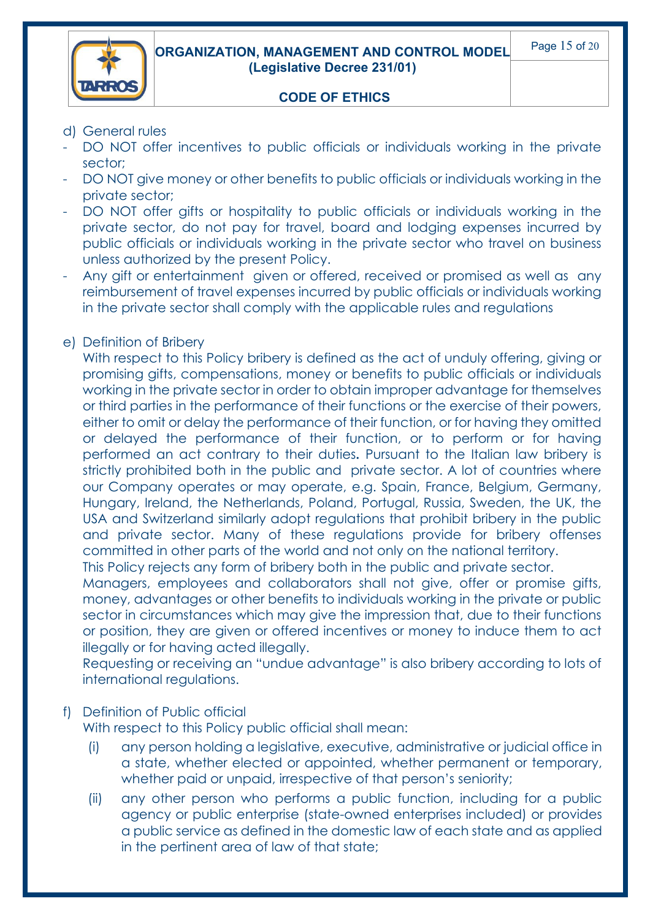d) General rules

- DO NOT offer incentives to public officials or individuals working in the private sector;
- DO NOT give money or other benefits to public officials or individuals working in the private sector;
- DO NOT offer gifts or hospitality to public officials or individuals working in the private sector, do not pay for travel, board and lodging expenses incurred by public officials or individuals working in the private sector who travel on business unless authorized by the present Policy.
- Any gift or entertainment given or offered, received or promised as well as any reimbursement of travel expenses incurred by public officials or individuals working in the private sector shall comply with the applicable rules and regulations

e) Definition of Bribery

With respect to this Policy bribery is defined as the act of unduly offering, giving or promising gifts, compensations, money or benefits to public officials or individuals working in the private sector in order to obtain improper advantage for themselves or third parties in the performance of their functions or the exercise of their powers, either to omit or delay the performance of their function, or for having they omitted or delayed the performance of their function, or to perform or for having performed an act contrary to their duties**.** Pursuant to the Italian law bribery is strictly prohibited both in the public and private sector. A lot of countries where our Company operates or may operate, e.g. Spain, France, Belgium, Germany, Hungary, Ireland, the Netherlands, Poland, Portugal, Russia, Sweden, the UK, the USA and Switzerland similarly adopt regulations that prohibit bribery in the public and private sector. Many of these regulations provide for bribery offenses committed in other parts of the world and not only on the national territory.

This Policy rejects any form of bribery both in the public and private sector.

Managers, employees and collaborators shall not give, offer or promise gifts, money, advantages or other benefits to individuals working in the private or public sector in circumstances which may give the impression that, due to their functions or position, they are given or offered incentives or money to induce them to act illegally or for having acted illegally.

Requesting or receiving an "undue advantage" is also bribery according to lots of international regulations.

f) Definition of Public official

With respect to this Policy public official shall mean:

(i) any person holding a legislative, executive, administrative or judicial office in a state, whether elected or appointed, whether permanent or temporary, whether paid or unpaid, irrespective of that person's seniority;

(ii) any other person who performs a public function, including for a public agency or public enterprise (state-owned enterprises included) or provides a public service as defined in the domestic law of each state and as applied in the pertinent area of law of that state;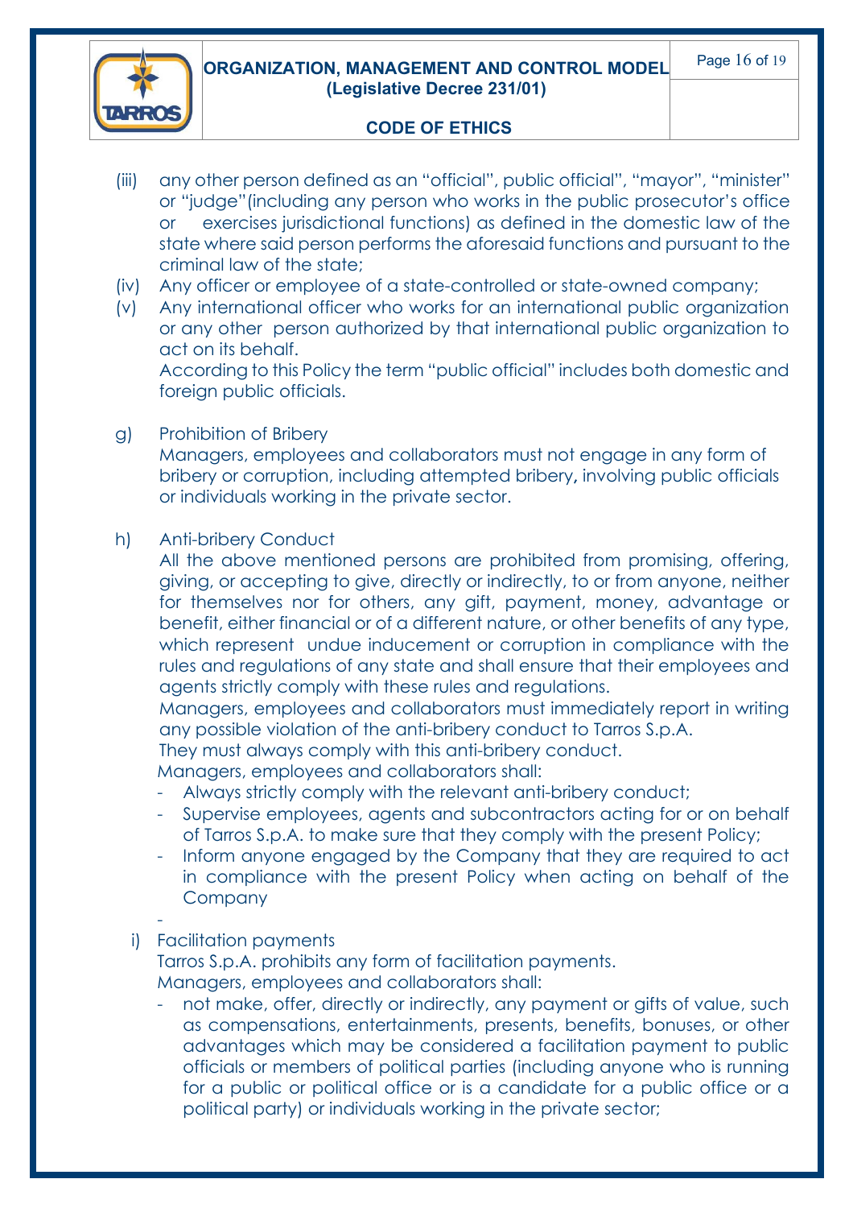(iii) any other person defined as an "official", public official", "mayor", "minister" or "judge"(including any person who works in the public prosecutor's office or exercises jurisdictional functions) as defined in the domestic law of the state where said person performs the aforesaid functions and pursuant to the criminal law of the state;

(iv) Any officer or employee of a state-controlled or state-owned company;

(v) Any international officer who works for an international public organization or any other person authorized by that international public organization to act on its behalf.
According to this Policy the term "public official" includes both domestic and foreign public officials.

g) Prohibition of Bribery
Managers, employees and collaborators must not engage in any form of bribery or corruption, including attempted bribery**,** involving public officials or individuals working in the private sector.

h) Anti-bribery Conduct
All the above mentioned persons are prohibited from promising, offering, giving, or accepting to give, directly or indirectly, to or from anyone, neither for themselves nor for others, any gift, payment, money, advantage or benefit, either financial or of a different nature, or other benefits of any type, which represent undue inducement or corruption in compliance with the rules and regulations of any state and shall ensure that their employees and agents strictly comply with these rules and regulations.
Managers, employees and collaborators must immediately report in writing any possible violation of the anti-bribery conduct to Tarros S.p.A.
They must always comply with this anti-bribery conduct.
Managers, employees and collaborators shall:

- Always strictly comply with the relevant anti-bribery conduct;
- Supervise employees, agents and subcontractors acting for or on behalf of Tarros S.p.A. to make sure that they comply with the present Policy;
- Inform anyone engaged by the Company that they are required to act in compliance with the present Policy when acting on behalf of the Company
-

i) Facilitation payments
Tarros S.p.A. prohibits any form of facilitation payments.
Managers, employees and collaborators shall:

- not make, offer, directly or indirectly, any payment or gifts of value, such as compensations, entertainments, presents, benefits, bonuses, or other advantages which may be considered a facilitation payment to public officials or members of political parties (including anyone who is running for a public or political office or is a candidate for a public office or a political party) or individuals working in the private sector;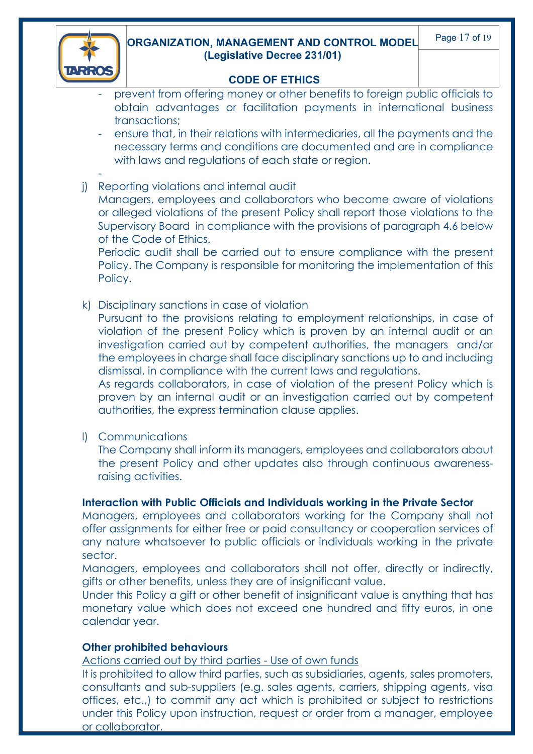- prevent from offering money or other benefits to foreign public officials to obtain advantages or facilitation payments in international business transactions;
- ensure that, in their relations with intermediaries, all the payments and the necessary terms and conditions are documented and are in compliance with laws and regulations of each state or region.
-

j) Reporting violations and internal audit
   Managers, employees and collaborators who become aware of violations or alleged violations of the present Policy shall report those violations to the Supervisory Board in compliance with the provisions of paragraph 4.6 below of the Code of Ethics.
   Periodic audit shall be carried out to ensure compliance with the present Policy. The Company is responsible for monitoring the implementation of this Policy.

k) Disciplinary sanctions in case of violation
   Pursuant to the provisions relating to employment relationships, in case of violation of the present Policy which is proven by an internal audit or an investigation carried out by competent authorities, the managers and/or the employees in charge shall face disciplinary sanctions up to and including dismissal, in compliance with the current laws and regulations.
   As regards collaborators, in case of violation of the present Policy which is proven by an internal audit or an investigation carried out by competent authorities, the express termination clause applies.

l) Communications
   The Company shall inform its managers, employees and collaborators about the present Policy and other updates also through continuous awareness-raising activities.

**Interaction with Public Officials and Individuals working in the Private Sector**

Managers, employees and collaborators working for the Company shall not offer assignments for either free or paid consultancy or cooperation services of any nature whatsoever to public officials or individuals working in the private sector.

Managers, employees and collaborators shall not offer, directly or indirectly, gifts or other benefits, unless they are of insignificant value.

Under this Policy a gift or other benefit of insignificant value is anything that has monetary value which does not exceed one hundred and fifty euros, in one calendar year.

**Other prohibited behaviours**

<u>Actions carried out by third parties - Use of own funds</u>

It is prohibited to allow third parties, such as subsidiaries, agents, sales promoters, consultants and sub-suppliers (e.g. sales agents, carriers, shipping agents, visa offices, etc.,) to commit any act which is prohibited or subject to restrictions under this Policy upon instruction, request or order from a manager, employee or collaborator.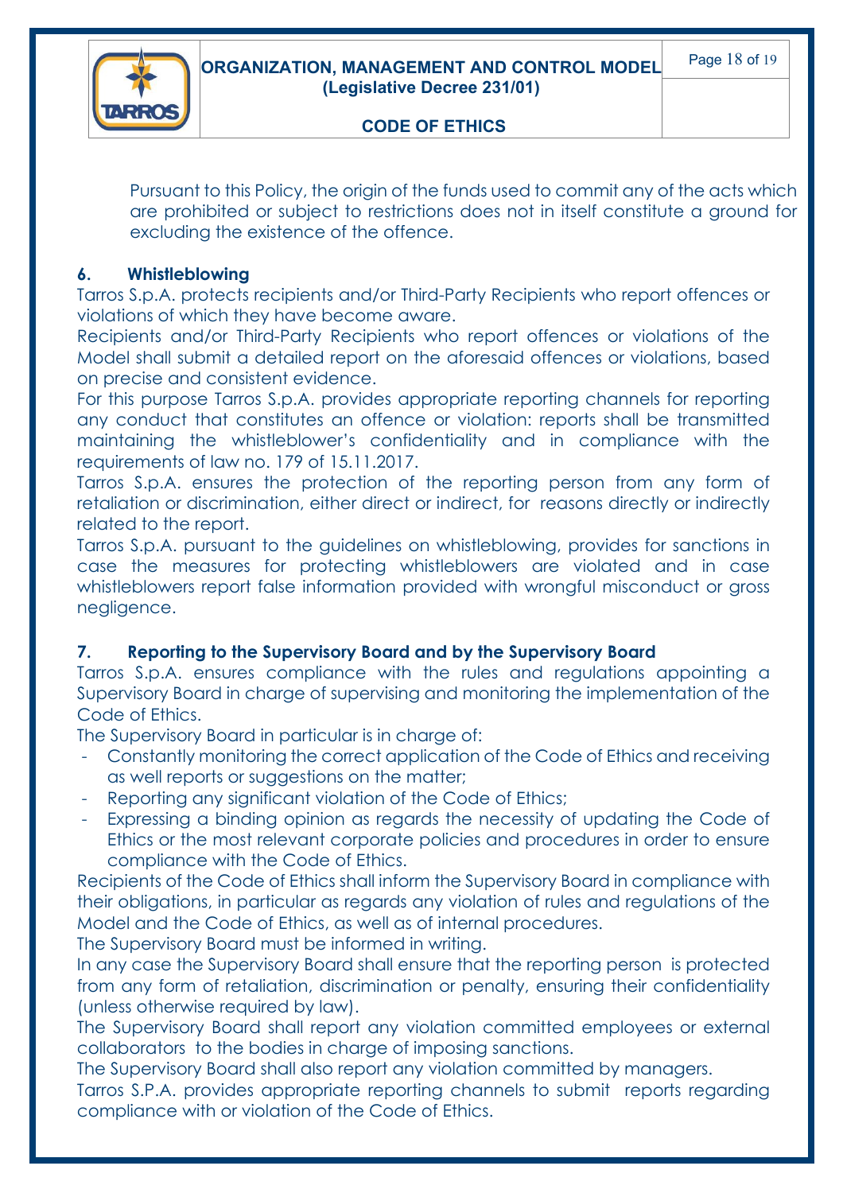Pursuant to this Policy, the origin of the funds used to commit any of the acts which are prohibited or subject to restrictions does not in itself constitute a ground for excluding the existence of the offence.

## 6. Whistleblowing

Tarros S.p.A. protects recipients and/or Third-Party Recipients who report offences or violations of which they have become aware.

Recipients and/or Third-Party Recipients who report offences or violations of the Model shall submit a detailed report on the aforesaid offences or violations, based on precise and consistent evidence.

For this purpose Tarros S.p.A. provides appropriate reporting channels for reporting any conduct that constitutes an offence or violation: reports shall be transmitted maintaining the whistleblower's confidentiality and in compliance with the requirements of law no. 179 of 15.11.2017.

Tarros S.p.A. ensures the protection of the reporting person from any form of retaliation or discrimination, either direct or indirect, for reasons directly or indirectly related to the report.

Tarros S.p.A. pursuant to the guidelines on whistleblowing, provides for sanctions in case the measures for protecting whistleblowers are violated and in case whistleblowers report false information provided with wrongful misconduct or gross negligence.

## 7. Reporting to the Supervisory Board and by the Supervisory Board

Tarros S.p.A. ensures compliance with the rules and regulations appointing a Supervisory Board in charge of supervising and monitoring the implementation of the Code of Ethics.

The Supervisory Board in particular is in charge of:

- Constantly monitoring the correct application of the Code of Ethics and receiving as well reports or suggestions on the matter;
- Reporting any significant violation of the Code of Ethics;
- Expressing a binding opinion as regards the necessity of updating the Code of Ethics or the most relevant corporate policies and procedures in order to ensure compliance with the Code of Ethics.

Recipients of the Code of Ethics shall inform the Supervisory Board in compliance with their obligations, in particular as regards any violation of rules and regulations of the Model and the Code of Ethics, as well as of internal procedures.

The Supervisory Board must be informed in writing.

In any case the Supervisory Board shall ensure that the reporting person is protected from any form of retaliation, discrimination or penalty, ensuring their confidentiality (unless otherwise required by law).

The Supervisory Board shall report any violation committed employees or external collaborators to the bodies in charge of imposing sanctions.

The Supervisory Board shall also report any violation committed by managers.

Tarros S.P.A. provides appropriate reporting channels to submit reports regarding compliance with or violation of the Code of Ethics.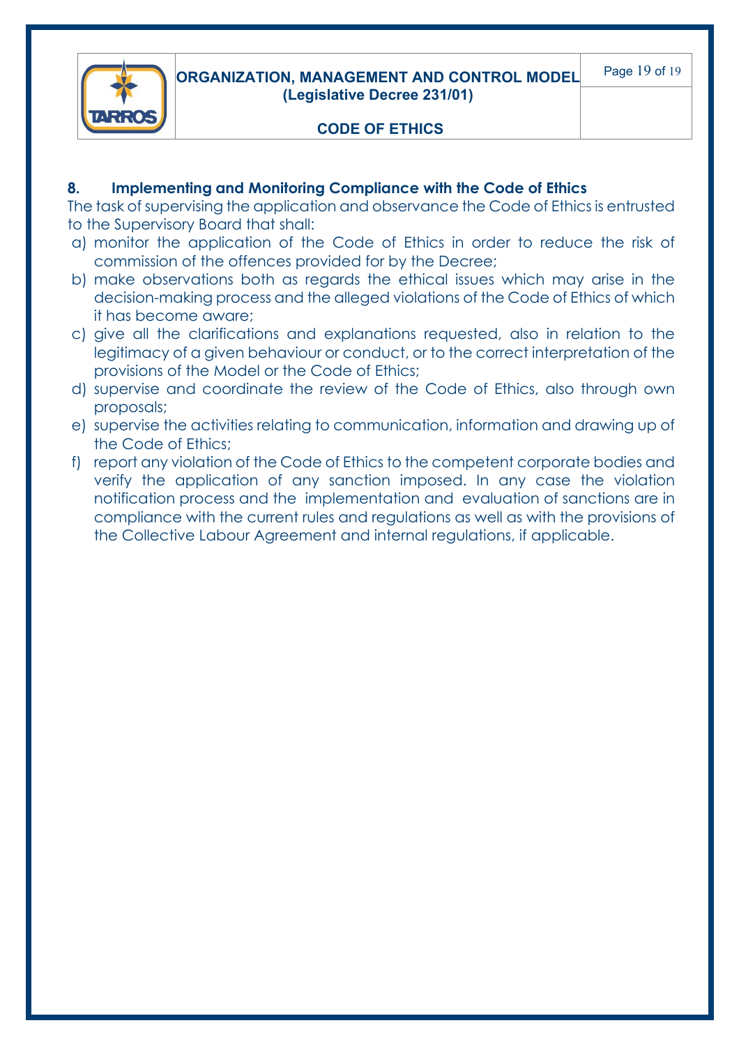## 8. Implementing and Monitoring Compliance with the Code of Ethics

The task of supervising the application and observance the Code of Ethics is entrusted to the Supervisory Board that shall:

a) monitor the application of the Code of Ethics in order to reduce the risk of commission of the offences provided for by the Decree;
b) make observations both as regards the ethical issues which may arise in the decision-making process and the alleged violations of the Code of Ethics of which it has become aware;
c) give all the clarifications and explanations requested, also in relation to the legitimacy of a given behaviour or conduct, or to the correct interpretation of the provisions of the Model or the Code of Ethics;
d) supervise and coordinate the review of the Code of Ethics, also through own proposals;
e) supervise the activities relating to communication, information and drawing up of the Code of Ethics;
f) report any violation of the Code of Ethics to the competent corporate bodies and verify the application of any sanction imposed. In any case the violation notification process and the implementation and evaluation of sanctions are in compliance with the current rules and regulations as well as with the provisions of the Collective Labour Agreement and internal regulations, if applicable.